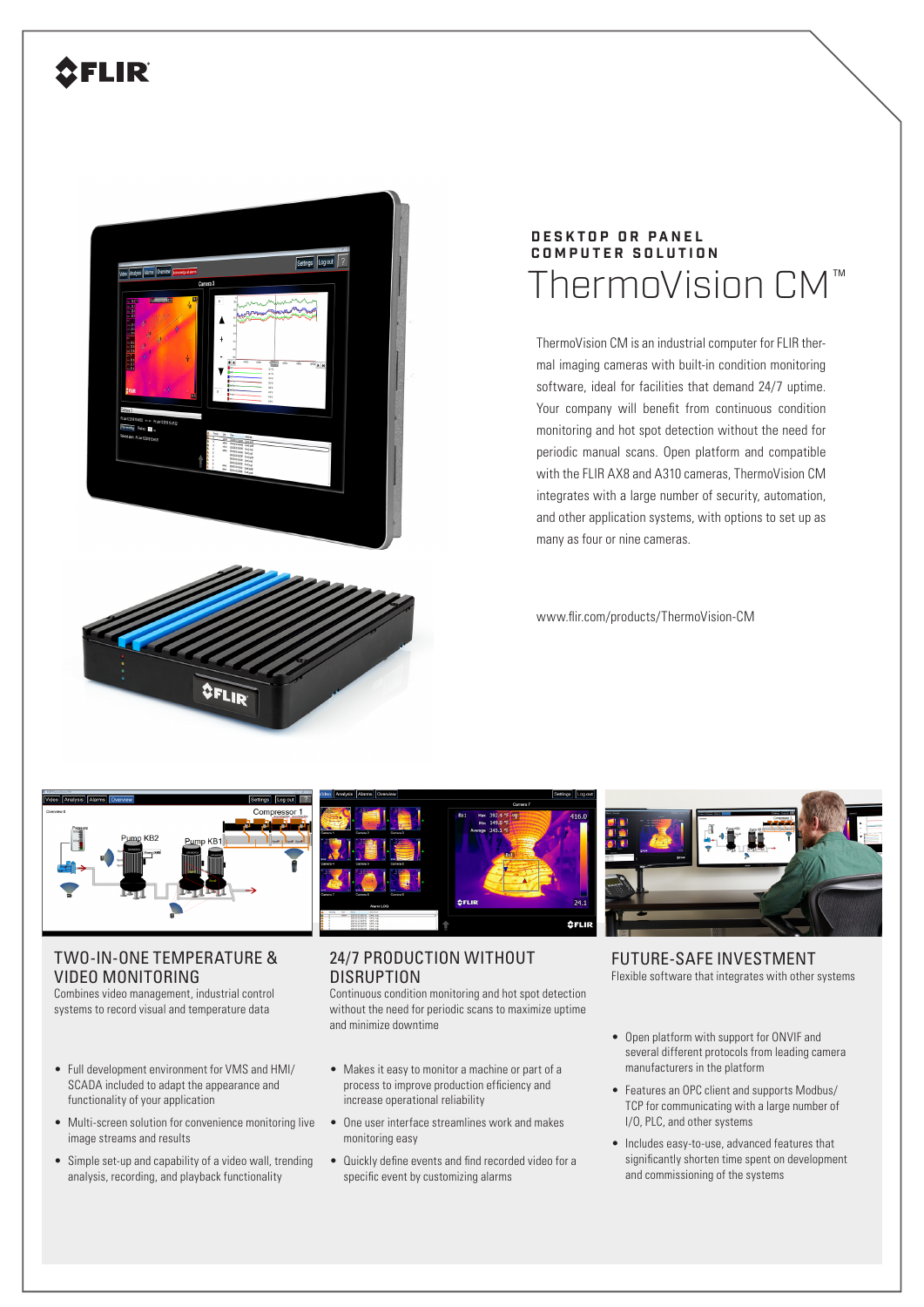DESKTOP OR PANEL COMPUTER SOLUTION

# ThermoVision CM™

ThermoVision CM is an industrial computer for FLIR thermal imaging cameras with built-in condition monitoring software, ideal for facilities that demand 24/7 uptime. Your company will benefit from continuous condition monitoring and hot spot detection without the need for periodic manual scans. Open platform and compatible with the FLIR AX8 and A310 cameras, ThermoVision CM integrates with a large number of security, automation, and other application systems, with options to set up as many as four or nine cameras.

www.flir.com/products/ThermoVision-CM

## TWO-IN-ONE TEMPERATURE & VIDEO MONITORING

Combines video management, industrial control systems to record visual and temperature data

- Full development environment for VMS and HMI/SCADA included to adapt the appearance and functionality of your application
- Multi-screen solution for convenience monitoring live image streams and results
- Simple set-up and capability of a video wall, trending analysis, recording, and playback functionality

## 24/7 PRODUCTION WITHOUT DISRUPTION

Continuous condition monitoring and hot spot detection without the need for periodic scans to maximize uptime and minimize downtime

- Makes it easy to monitor a machine or part of a process to improve production efficiency and increase operational reliability
- One user interface streamlines work and makes monitoring easy
- Quickly define events and find recorded video for a specific event by customizing alarms

## FUTURE-SAFE INVESTMENT

Flexible software that integrates with other systems

- Open platform with support for ONVIF and several different protocols from leading camera manufacturers in the platform
- Features an OPC client and supports Modbus/TCP for communicating with a large number of I/O, PLC, and other systems
- Includes easy-to-use, advanced features that significantly shorten time spent on development and commissioning of the systems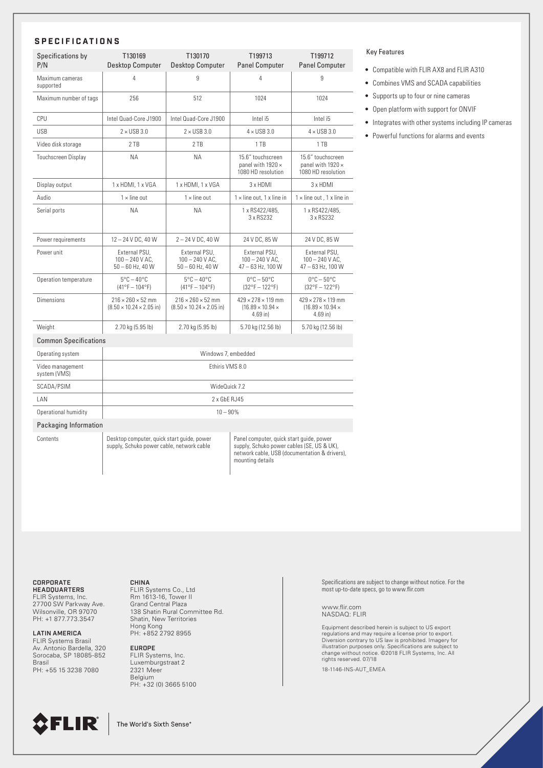## SPECIFICATIONS

| Specifications by P/N | T130169 Desktop Computer | T130170 Desktop Computer | T199713 Panel Computer | T199712 Panel Computer |
|---|---|---|---|---|
| Maximum cameras supported | 4 | 9 | 4 | 9 |
| Maximum number of tags | 256 | 512 | 1024 | 1024 |
| CPU | Intel Quad-Core J1900 | Intel Quad-Core J1900 | Intel i5 | Intel i5 |
| USB | 2 × USB 3.0 | 2 × USB 3.0 | 4 × USB 3.0 | 4 × USB 3.0 |
| Video disk storage | 2 TB | 2 TB | 1 TB | 1 TB |
| Touchscreen Display | NA | NA | 15.6" touchscreen panel with 1920 × 1080 HD resolution | 15.6" touchscreen panel with 1920 × 1080 HD resolution |
| Display output | 1 x HDMI, 1 x VGA | 1 x HDMI, 1 x VGA | 3 x HDMI | 3 x HDMI |
| Audio | 1 × line out | 1 × line out | 1 × line out, 1 x line in | 1 × line out , 1 x line in |
| Serial ports | NA | NA | 1 x RS422/485, 3 x RS232 | 1 x RS422/485, 3 x RS232 |
| Power requirements | 12 – 24 V DC, 40 W | 2 – 24 V DC, 40 W | 24 V DC, 85 W | 24 V DC, 85 W |
| Power unit | External PSU, 100 – 240 V AC, 50 – 60 Hz, 40 W | External PSU, 100 – 240 V AC, 50 – 60 Hz, 40 W | External PSU, 100 – 240 V AC, 47 – 63 Hz, 100 W | External PSU, 100 – 240 V AC, 47 – 63 Hz, 100 W |
| Operation temperature | 5°C – 40°C (41°F – 104°F) | 5°C – 40°C (41°F – 104°F) | 0°C – 50°C (32°F – 122°F) | 0°C – 50°C (32°F – 122°F) |
| Dimensions | 216 × 260 × 52 mm (8.50 × 10.24 × 2.05 in) | 216 × 260 × 52 mm (8.50 × 10.24 × 2.05 in) | 429 × 278 × 119 mm (16.89 × 10.94 × 4.69 in) | 429 × 278 × 119 mm (16.89 × 10.94 × 4.69 in) |
| Weight | 2.70 kg (5.95 lb) | 2.70 kg (5.95 lb) | 5.70 kg (12.56 lb) | 5.70 kg (12.56 lb) |
| **Common Specifications** | | | | |
| Operating system | Windows 7, embedded | | | |
| Video management system (VMS) | Ethiris VMS 8.0 | | | |
| SCADA/PSIM | WideQuick 7.2 | | | |
| LAN | 2 x GbE RJ45 | | | |
| Operational humidity | 10 – 90% | | | |
| **Packaging Information** | | | | |
| Contents | Desktop computer, quick start guide, power supply, Schuko power cable, network cable | | Panel computer, quick start guide, power supply, Schuko power cables (SE, US & UK), network cable, USB (documentation & drivers), mounting details | |

### Key Features

- Compatible with FLIR AX8 and FLIR A310
- Combines VMS and SCADA capabilities
- Supports up to four or nine cameras
- Open platform with support for ONVIF
- Integrates with other systems including IP cameras
- Powerful functions for alarms and events

**CORPORATE HEADQUARTERS**
FLIR Systems, Inc.
27700 SW Parkway Ave.
Wilsonville, OR 97070
PH: +1 877.773.3547

**LATIN AMERICA**
FLIR Systems Brasil
Av. Antonio Bardella, 320
Sorocaba, SP 18085-852
Brasil
PH: +55 15 3238 7080

**CHINA**
FLIR Systems Co., Ltd
Rm 1613-16, Tower II
Grand Central Plaza
138 Shatin Rural Committee Rd.
Shatin, New Territories
Hong Kong
PH: +852 2792 8955

**EUROPE**
FLIR Systems, Inc.
Luxemburgstraat 2
2321 Meer
Belgium
PH: +32 (0) 3665 5100

Specifications are subject to change without notice. For the most up-to-date specs, go to www.flir.com

www.flir.com
NASDAQ: FLIR

Equipment described herein is subject to US export regulations and may require a license prior to export. Diversion contrary to US law is prohibited. Imagery for illustration purposes only. Specifications are subject to change without notice. ©2018 FLIR Systems, Inc. All rights reserved. 07/18

18-1146-INS-AUT_EMEA

FLIR | The World's Sixth Sense®